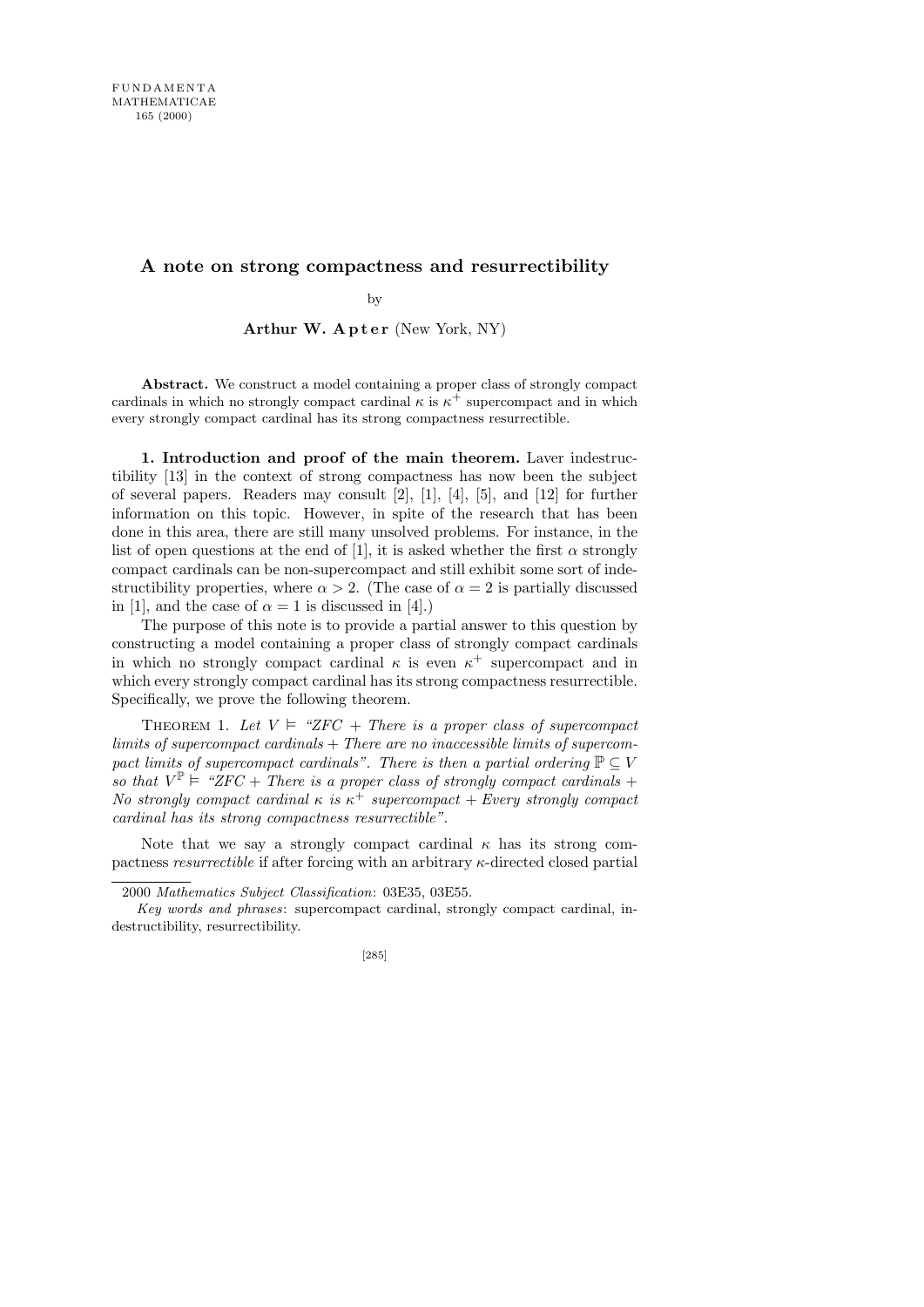# A note on strong compactness and resurrectibility

by

**Arthur W. Apter** (New York, NY)

**Abstract.** We construct a model containing a proper class of strongly compact cardinals in which no strongly compact cardinal $\kappa$ is $\kappa^+$ supercompact and in which every strongly compact cardinal has its strong compactness resurrectible.

**1. Introduction and proof of the main theorem.** Laver indestructibility [13] in the context of strong compactness has now been the subject of several papers. Readers may consult [2], [1], [4], [5], and [12] for further information on this topic. However, in spite of the research that has been done in this area, there are still many unsolved problems. For instance, in the list of open questions at the end of [1], it is asked whether the first $\alpha$ strongly compact cardinals can be non-supercompact and still exhibit some sort of indestructibility properties, where $\alpha > 2$. (The case of $\alpha = 2$ is partially discussed in [1], and the case of $\alpha = 1$ is discussed in [4].)

The purpose of this note is to provide a partial answer to this question by constructing a model containing a proper class of strongly compact cardinals in which no strongly compact cardinal $\kappa$ is even $\kappa^+$ supercompact and in which every strongly compact cardinal has its strong compactness resurrectible. Specifically, we prove the following theorem.

Theorem 1. *Let $V \vDash$ "ZFC + There is a proper class of supercompact limits of supercompact cardinals + There are no inaccessible limits of supercompact limits of supercompact cardinals". There is then a partial ordering $\mathbb{P} \subseteq V$ so that $V^{\mathbb{P}} \vDash$ "ZFC + There is a proper class of strongly compact cardinals + No strongly compact cardinal $\kappa$ is $\kappa^+$ supercompact + Every strongly compact cardinal has its strong compactness resurrectible".*

Note that we say a strongly compact cardinal $\kappa$ has its strong compactness *resurrectible* if after forcing with an arbitrary $\kappa$-directed closed partial

---

2000 *Mathematics Subject Classification*: 03E35, 03E55.

*Key words and phrases*: supercompact cardinal, strongly compact cardinal, indestructibility, resurrectibility.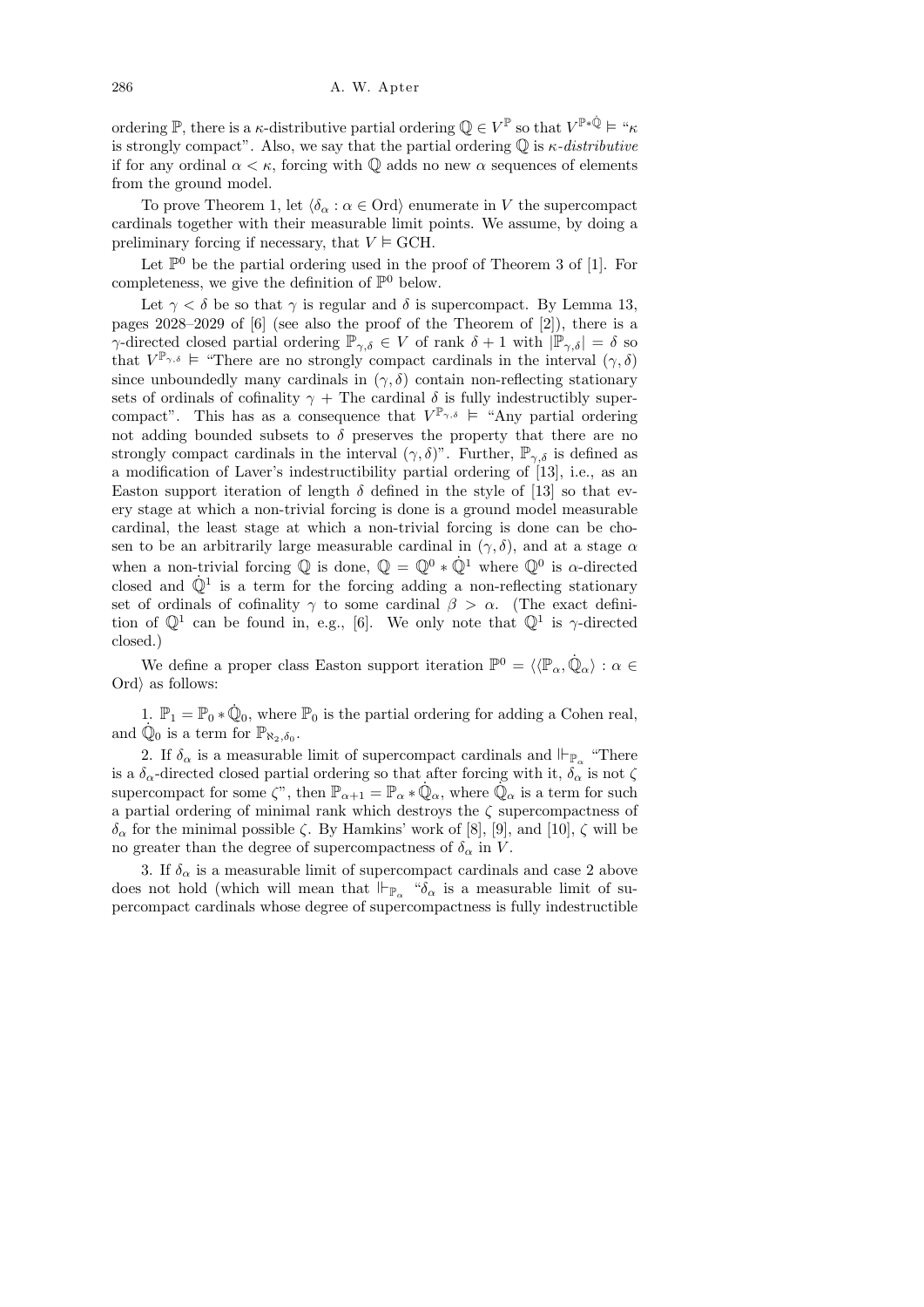ordering $\mathbb{P}$, there is a $\kappa$-distributive partial ordering $\mathbb{Q} \in V^{\mathbb{P}}$ so that $V^{\mathbb{P} * \dot{\mathbb{Q}}} \models$ "$\kappa$ is strongly compact". Also, we say that the partial ordering $\mathbb{Q}$ is *$\kappa$-distributive* if for any ordinal $\alpha < \kappa$, forcing with $\mathbb{Q}$ adds no new $\alpha$ sequences of elements from the ground model.

To prove Theorem 1, let $\langle \delta_\alpha : \alpha \in \mathrm{Ord} \rangle$ enumerate in $V$ the supercompact cardinals together with their measurable limit points. We assume, by doing a preliminary forcing if necessary, that $V \models \mathrm{GCH}$.

Let $\mathbb{P}^0$ be the partial ordering used in the proof of Theorem 3 of [1]. For completeness, we give the definition of $\mathbb{P}^0$ below.

Let $\gamma < \delta$ be so that $\gamma$ is regular and $\delta$ is supercompact. By Lemma 13, pages 2028–2029 of [6] (see also the proof of the Theorem of [2]), there is a $\gamma$-directed closed partial ordering $\mathbb{P}_{\gamma,\delta} \in V$ of rank $\delta + 1$ with $|\mathbb{P}_{\gamma,\delta}| = \delta$ so that $V^{\mathbb{P}_{\gamma,\delta}} \models$ "There are no strongly compact cardinals in the interval $(\gamma, \delta)$ since unboundedly many cardinals in $(\gamma, \delta)$ contain non-reflecting stationary sets of ordinals of cofinality $\gamma$ + The cardinal $\delta$ is fully indestructibly supercompact". This has as a consequence that $V^{\mathbb{P}_{\gamma,\delta}} \models$ "Any partial ordering not adding bounded subsets to $\delta$ preserves the property that there are no strongly compact cardinals in the interval $(\gamma, \delta)$". Further, $\mathbb{P}_{\gamma,\delta}$ is defined as a modification of Laver's indestructibility partial ordering of [13], i.e., as an Easton support iteration of length $\delta$ defined in the style of [13] so that every stage at which a non-trivial forcing is done is a ground model measurable cardinal, the least stage at which a non-trivial forcing is done can be chosen to be an arbitrarily large measurable cardinal in $(\gamma, \delta)$, and at a stage $\alpha$ when a non-trivial forcing $\mathbb{Q}$ is done, $\mathbb{Q} = \mathbb{Q}^0 * \dot{\mathbb{Q}}^1$ where $\mathbb{Q}^0$ is $\alpha$-directed closed and $\dot{\mathbb{Q}}^1$ is a term for the forcing adding a non-reflecting stationary set of ordinals of cofinality $\gamma$ to some cardinal $\beta > \alpha$. (The exact definition of $\mathbb{Q}^1$ can be found in, e.g., [6]. We only note that $\mathbb{Q}^1$ is $\gamma$-directed closed.)

We define a proper class Easton support iteration $\mathbb{P}^0 = \langle \langle \mathbb{P}_\alpha, \dot{\mathbb{Q}}_\alpha \rangle : \alpha \in \mathrm{Ord} \rangle$ as follows:

1. $\mathbb{P}_1 = \mathbb{P}_0 * \dot{\mathbb{Q}}_0$, where $\mathbb{P}_0$ is the partial ordering for adding a Cohen real, and $\dot{\mathbb{Q}}_0$ is a term for $\mathbb{P}_{\aleph_2, \delta_0}$.

2. If $\delta_\alpha$ is a measurable limit of supercompact cardinals and $\Vdash_{\mathbb{P}_\alpha}$ "There is a $\delta_\alpha$-directed closed partial ordering so that after forcing with it, $\delta_\alpha$ is not $\zeta$ supercompact for some $\zeta$", then $\mathbb{P}_{\alpha+1} = \mathbb{P}_\alpha * \dot{\mathbb{Q}}_\alpha$, where $\dot{\mathbb{Q}}_\alpha$ is a term for such a partial ordering of minimal rank which destroys the $\zeta$ supercompactness of $\delta_\alpha$ for the minimal possible $\zeta$. By Hamkins' work of [8], [9], and [10], $\zeta$ will be no greater than the degree of supercompactness of $\delta_\alpha$ in $V$.

3. If $\delta_\alpha$ is a measurable limit of supercompact cardinals and case 2 above does not hold (which will mean that $\Vdash_{\mathbb{P}_\alpha}$ "$\delta_\alpha$ is a measurable limit of supercompact cardinals whose degree of supercompactness is fully indestructible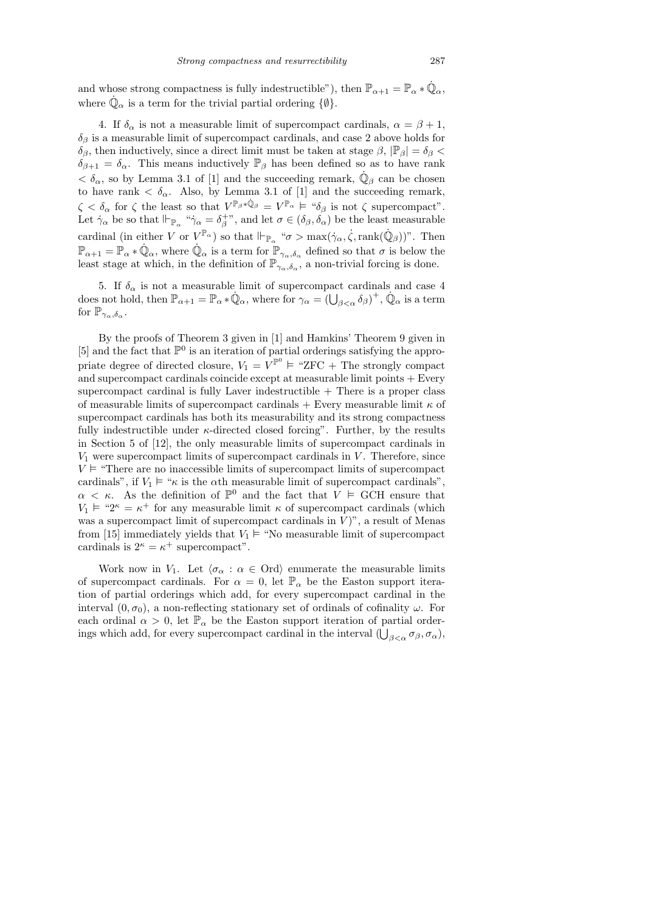and whose strong compactness is fully indestructible"), then $\mathbb{P}_{\alpha+1} = \mathbb{P}_\alpha * \dot{\mathbb{Q}}_\alpha$, where $\dot{\mathbb{Q}}_\alpha$ is a term for the trivial partial ordering $\{\emptyset\}$.

4. If $\delta_\alpha$ is not a measurable limit of supercompact cardinals, $\alpha = \beta + 1$, $\delta_\beta$ is a measurable limit of supercompact cardinals, and case 2 above holds for $\delta_\beta$, then inductively, since a direct limit must be taken at stage $\beta$, $|\mathbb{P}_\beta| = \delta_\beta < \delta_{\beta+1} = \delta_\alpha$. This means inductively $\mathbb{P}_\beta$ has been defined so as to have rank $< \delta_\alpha$, so by Lemma 3.1 of [1] and the succeeding remark, $\dot{\mathbb{Q}}_\beta$ can be chosen to have rank $< \delta_\alpha$. Also, by Lemma 3.1 of [1] and the succeeding remark, $\zeta < \delta_\alpha$ for $\zeta$ the least so that $V^{\mathbb{P}_\beta * \dot{\mathbb{Q}}_\beta} = V^{\mathbb{P}_\alpha} \vDash$ "$\delta_\beta$ is not $\zeta$ supercompact". Let $\dot{\gamma}_\alpha$ be so that $\Vdash_{\mathbb{P}_\alpha}$ "$\dot{\gamma}_\alpha = \delta_\beta^+$", and let $\sigma \in (\delta_\beta, \delta_\alpha)$ be the least measurable cardinal (in either $V$ or $V^{\mathbb{P}_\alpha}$) so that $\Vdash_{\mathbb{P}_\alpha}$ "$\sigma > \max(\dot{\gamma}_\alpha, \dot{\zeta}, \text{rank}(\dot{\mathbb{Q}}_\beta))$". Then $\mathbb{P}_{\alpha+1} = \mathbb{P}_\alpha * \dot{\mathbb{Q}}_\alpha$, where $\dot{\mathbb{Q}}_\alpha$ is a term for $\mathbb{P}_{\gamma_\alpha, \delta_\alpha}$ defined so that $\sigma$ is below the least stage at which, in the definition of $\mathbb{P}_{\gamma_\alpha, \delta_\alpha}$, a non-trivial forcing is done.

5. If $\delta_\alpha$ is not a measurable limit of supercompact cardinals and case 4 does not hold, then $\mathbb{P}_{\alpha+1} = \mathbb{P}_\alpha * \dot{\mathbb{Q}}_\alpha$, where for $\gamma_\alpha = (\bigcup_{\beta<\alpha} \delta_\beta)^+$, $\dot{\mathbb{Q}}_\alpha$ is a term for $\mathbb{P}_{\gamma_\alpha, \delta_\alpha}$.

By the proofs of Theorem 3 given in [1] and Hamkins' Theorem 9 given in [5] and the fact that $\mathbb{P}^0$ is an iteration of partial orderings satisfying the appropriate degree of directed closure, $V_1 = V^{\mathbb{P}^0} \vDash$ "ZFC + The strongly compact and supercompact cardinals coincide except at measurable limit points + Every supercompact cardinal is fully Laver indestructible + There is a proper class of measurable limits of supercompact cardinals + Every measurable limit $\kappa$ of supercompact cardinals has both its measurability and its strong compactness fully indestructible under $\kappa$-directed closed forcing". Further, by the results in Section 5 of [12], the only measurable limits of supercompact cardinals in $V_1$ were supercompact limits of supercompact cardinals in $V$. Therefore, since $V \vDash$ "There are no inaccessible limits of supercompact limits of supercompact cardinals", if $V_1 \vDash$ "$\kappa$ is the $\alpha$th measurable limit of supercompact cardinals", $\alpha < \kappa$. As the definition of $\mathbb{P}^0$ and the fact that $V \vDash$ GCH ensure that $V_1 \vDash$ "$2^\kappa = \kappa^+$ for any measurable limit $\kappa$ of supercompact cardinals (which was a supercompact limit of supercompact cardinals in $V$)", a result of Menas from [15] immediately yields that $V_1 \vDash$ "No measurable limit of supercompact cardinals is $2^\kappa = \kappa^+$ supercompact".

Work now in $V_1$. Let $\langle \sigma_\alpha : \alpha \in \text{Ord} \rangle$ enumerate the measurable limits of supercompact cardinals. For $\alpha = 0$, let $\mathbb{P}_\alpha$ be the Easton support iteration of partial orderings which add, for every supercompact cardinal in the interval $(0, \sigma_0)$, a non-reflecting stationary set of ordinals of cofinality $\omega$. For each ordinal $\alpha > 0$, let $\mathbb{P}_\alpha$ be the Easton support iteration of partial orderings which add, for every supercompact cardinal in the interval $(\bigcup_{\beta<\alpha} \sigma_\beta, \sigma_\alpha)$,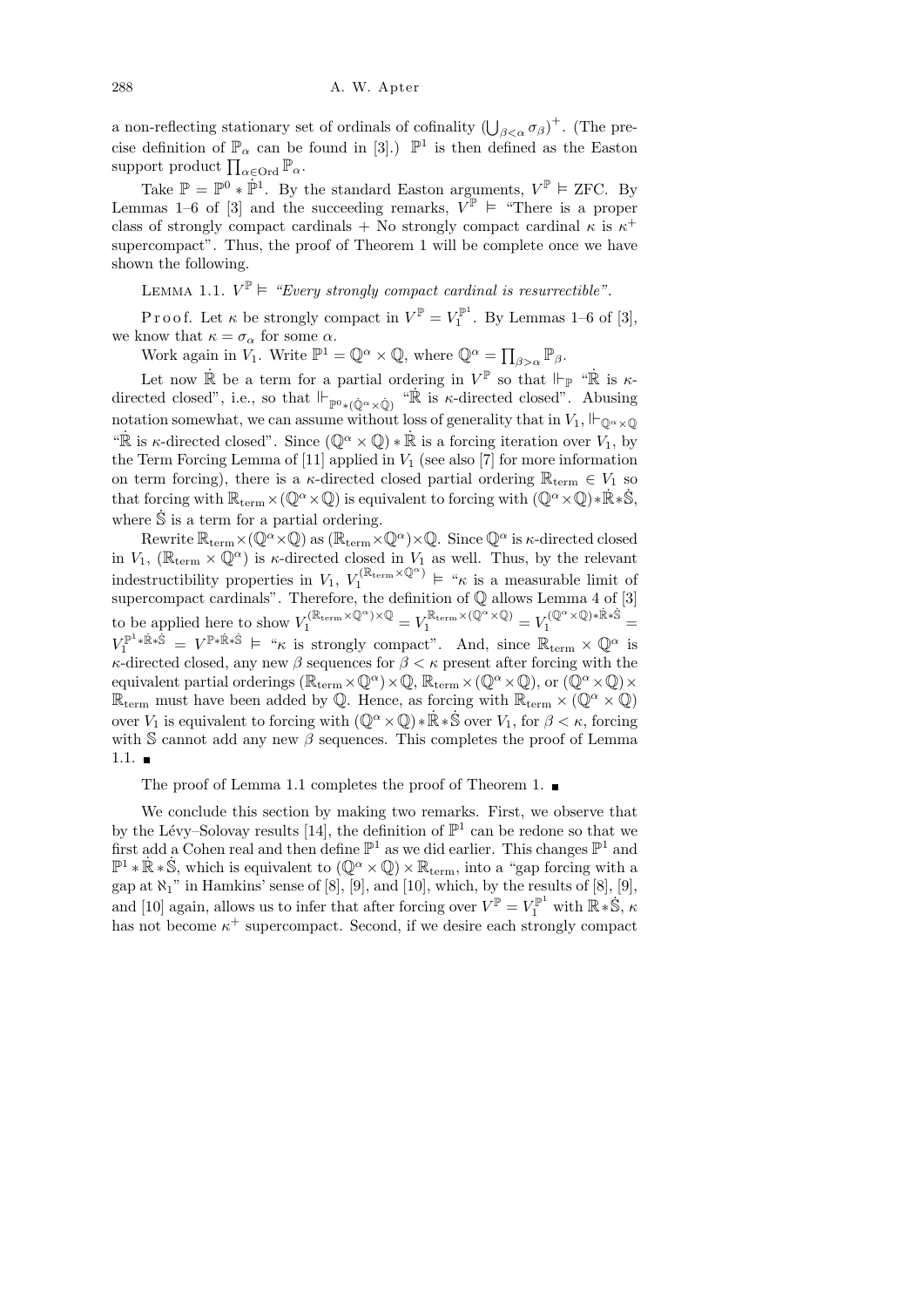a non-reflecting stationary set of ordinals of cofinality $(\bigcup_{\beta<\alpha}\sigma_\beta)^+$. (The precise definition of $\mathbb{P}_\alpha$ can be found in [3].) $\mathbb{P}^1$ is then defined as the Easton support product $\prod_{\alpha\in\mathrm{Ord}}\mathbb{P}_\alpha$.

Take $\mathbb{P} = \mathbb{P}^0 * \dot{\mathbb{P}}^1$. By the standard Easton arguments, $V^{\mathbb{P}} \models$ ZFC. By Lemmas 1–6 of [3] and the succeeding remarks, $V^{\mathbb{P}} \models$ "There is a proper class of strongly compact cardinals + No strongly compact cardinal $\kappa$ is $\kappa^+$ supercompact". Thus, the proof of Theorem 1 will be complete once we have shown the following.

LEMMA 1.1. $V^{\mathbb{P}} \models$ *"Every strongly compact cardinal is resurrectible"*.

Proof. Let $\kappa$ be strongly compact in $V^{\mathbb{P}} = V_1^{\mathbb{P}^1}$. By Lemmas 1–6 of [3], we know that $\kappa = \sigma_\alpha$ for some $\alpha$.

Work again in $V_1$. Write $\mathbb{P}^1 = \mathbb{Q}^\alpha \times \mathbb{Q}$, where $\mathbb{Q}^\alpha = \prod_{\beta>\alpha}\mathbb{P}_\beta$.

Let now $\dot{\mathbb{R}}$ be a term for a partial ordering in $V^{\mathbb{P}}$ so that $\Vdash_{\mathbb{P}}$ "$\dot{\mathbb{R}}$ is $\kappa$-directed closed", i.e., so that $\Vdash_{\mathbb{P}^0*(\dot{\mathbb{Q}}^\alpha\times\dot{\mathbb{Q}})}$ "$\dot{\mathbb{R}}$ is $\kappa$-directed closed". Abusing notation somewhat, we can assume without loss of generality that in $V_1$, $\Vdash_{\mathbb{Q}^\alpha\times\mathbb{Q}}$ "$\dot{\mathbb{R}}$ is $\kappa$-directed closed". Since $(\mathbb{Q}^\alpha\times\mathbb{Q}) * \dot{\mathbb{R}}$ is a forcing iteration over $V_1$, by the Term Forcing Lemma of [11] applied in $V_1$ (see also [7] for more information on term forcing), there is a $\kappa$-directed closed partial ordering $\mathbb{R}_{\mathrm{term}} \in V_1$ so that forcing with $\mathbb{R}_{\mathrm{term}} \times (\mathbb{Q}^\alpha\times\mathbb{Q})$ is equivalent to forcing with $(\mathbb{Q}^\alpha\times\mathbb{Q}) * \dot{\mathbb{R}} * \dot{\mathbb{S}}$, where $\dot{\mathbb{S}}$ is a term for a partial ordering.

Rewrite $\mathbb{R}_{\mathrm{term}} \times (\mathbb{Q}^\alpha\times\mathbb{Q})$ as $(\mathbb{R}_{\mathrm{term}}\times\mathbb{Q}^\alpha)\times\mathbb{Q}$. Since $\mathbb{Q}^\alpha$ is $\kappa$-directed closed in $V_1$, $(\mathbb{R}_{\mathrm{term}}\times\mathbb{Q}^\alpha)$ is $\kappa$-directed closed in $V_1$ as well. Thus, by the relevant indestructibility properties in $V_1$, $V_1^{(\mathbb{R}_{\mathrm{term}}\times\mathbb{Q}^\alpha)} \models$ "$\kappa$ is a measurable limit of supercompact cardinals". Therefore, the definition of $\mathbb{Q}$ allows Lemma 4 of [3] to be applied here to show $V_1^{(\mathbb{R}_{\mathrm{term}}\times\mathbb{Q}^\alpha)\times\mathbb{Q}} = V_1^{\mathbb{R}_{\mathrm{term}}\times(\mathbb{Q}^\alpha\times\mathbb{Q})} = V_1^{(\mathbb{Q}^\alpha\times\mathbb{Q})*\dot{\mathbb{R}}*\dot{\mathbb{S}}} = V_1^{\mathbb{P}^1*\dot{\mathbb{R}}*\dot{\mathbb{S}}} = V^{\mathbb{P}*\dot{\mathbb{R}}*\dot{\mathbb{S}}} \models$ "$\kappa$ is strongly compact". And, since $\mathbb{R}_{\mathrm{term}}\times\mathbb{Q}^\alpha$ is $\kappa$-directed closed, any new $\beta$ sequences for $\beta<\kappa$ present after forcing with the equivalent partial orderings $(\mathbb{R}_{\mathrm{term}}\times\mathbb{Q}^\alpha)\times\mathbb{Q}$, $\mathbb{R}_{\mathrm{term}}\times(\mathbb{Q}^\alpha\times\mathbb{Q})$, or $(\mathbb{Q}^\alpha\times\mathbb{Q})\times\mathbb{R}_{\mathrm{term}}$ must have been added by $\mathbb{Q}$. Hence, as forcing with $\mathbb{R}_{\mathrm{term}}\times(\mathbb{Q}^\alpha\times\mathbb{Q})$ over $V_1$ is equivalent to forcing with $(\mathbb{Q}^\alpha\times\mathbb{Q}) * \dot{\mathbb{R}} * \dot{\mathbb{S}}$ over $V_1$, for $\beta<\kappa$, forcing with $\mathbb{S}$ cannot add any new $\beta$ sequences. This completes the proof of Lemma 1.1. ∎

The proof of Lemma 1.1 completes the proof of Theorem 1. ∎

We conclude this section by making two remarks. First, we observe that by the Lévy–Solovay results [14], the definition of $\mathbb{P}^1$ can be redone so that we first add a Cohen real and then define $\mathbb{P}^1$ as we did earlier. This changes $\mathbb{P}^1$ and $\mathbb{P}^1 * \dot{\mathbb{R}} * \dot{\mathbb{S}}$, which is equivalent to $(\mathbb{Q}^\alpha\times\mathbb{Q})\times\mathbb{R}_{\mathrm{term}}$, into a "gap forcing with a gap at $\aleph_1$" in Hamkins' sense of [8], [9], and [10], which, by the results of [8], [9], and [10] again, allows us to infer that after forcing over $V^{\mathbb{P}} = V_1^{\mathbb{P}^1}$ with $\mathbb{R} * \dot{\mathbb{S}}$, $\kappa$ has not become $\kappa^+$ supercompact. Second, if we desire each strongly compact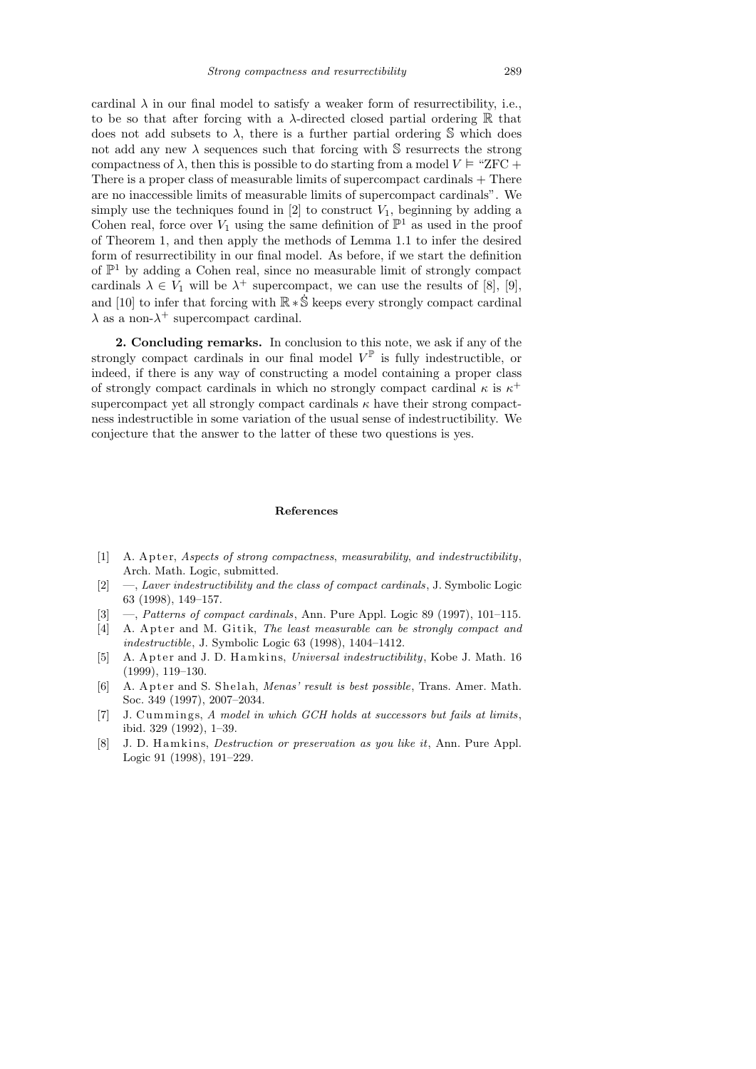cardinal $\lambda$ in our final model to satisfy a weaker form of resurrectibility, i.e., to be so that after forcing with a $\lambda$-directed closed partial ordering $\mathbb{R}$ that does not add subsets to $\lambda$, there is a further partial ordering $\mathbb{S}$ which does not add any new $\lambda$ sequences such that forcing with $\mathbb{S}$ resurrects the strong compactness of $\lambda$, then this is possible to do starting from a model $V \vDash$ "ZFC + There is a proper class of measurable limits of supercompact cardinals + There are no inaccessible limits of measurable limits of supercompact cardinals". We simply use the techniques found in [2] to construct $V_1$, beginning by adding a Cohen real, force over $V_1$ using the same definition of $\mathbb{P}^1$ as used in the proof of Theorem 1, and then apply the methods of Lemma 1.1 to infer the desired form of resurrectibility in our final model. As before, if we start the definition of $\mathbb{P}^1$ by adding a Cohen real, since no measurable limit of strongly compact cardinals $\lambda \in V_1$ will be $\lambda^+$ supercompact, we can use the results of [8], [9], and [10] to infer that forcing with $\mathbb{R} * \dot{\mathbb{S}}$ keeps every strongly compact cardinal $\lambda$ as a non-$\lambda^+$ supercompact cardinal.

**2. Concluding remarks.** In conclusion to this note, we ask if any of the strongly compact cardinals in our final model $V^{\mathbb{P}}$ is fully indestructible, or indeed, if there is any way of constructing a model containing a proper class of strongly compact cardinals in which no strongly compact cardinal $\kappa$ is $\kappa^+$ supercompact yet all strongly compact cardinals $\kappa$ have their strong compactness indestructible in some variation of the usual sense of indestructibility. We conjecture that the answer to the latter of these two questions is yes.

## References

[1] A. Apter, *Aspects of strong compactness, measurability, and indestructibility*, Arch. Math. Logic, submitted.

[2] —, *Laver indestructibility and the class of compact cardinals*, J. Symbolic Logic 63 (1998), 149–157.

[3] —, *Patterns of compact cardinals*, Ann. Pure Appl. Logic 89 (1997), 101–115.

[4] A. Apter and M. Gitik, *The least measurable can be strongly compact and indestructible*, J. Symbolic Logic 63 (1998), 1404–1412.

[5] A. Apter and J. D. Hamkins, *Universal indestructibility*, Kobe J. Math. 16 (1999), 119–130.

[6] A. Apter and S. Shelah, *Menas' result is best possible*, Trans. Amer. Math. Soc. 349 (1997), 2007–2034.

[7] J. Cummings, *A model in which GCH holds at successors but fails at limits*, ibid. 329 (1992), 1–39.

[8] J. D. Hamkins, *Destruction or preservation as you like it*, Ann. Pure Appl. Logic 91 (1998), 191–229.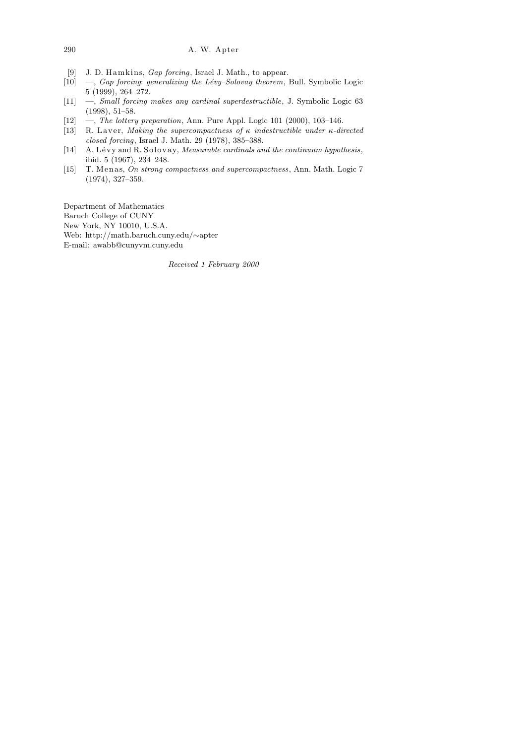[9] J. D. Hamkins, *Gap forcing*, Israel J. Math., to appear.

[10] —, *Gap forcing: generalizing the Lévy–Solovay theorem*, Bull. Symbolic Logic 5 (1999), 264–272.

[11] —, *Small forcing makes any cardinal superdestructible*, J. Symbolic Logic 63 (1998), 51–58.

[12] —, *The lottery preparation*, Ann. Pure Appl. Logic 101 (2000), 103–146.

[13] R. Laver, *Making the supercompactness of $\kappa$ indestructible under $\kappa$-directed closed forcing*, Israel J. Math. 29 (1978), 385–388.

[14] A. Lévy and R. Solovay, *Measurable cardinals and the continuum hypothesis*, ibid. 5 (1967), 234–248.

[15] T. Menas, *On strong compactness and supercompactness*, Ann. Math. Logic 7 (1974), 327–359.

Department of Mathematics
Baruch College of CUNY
New York, NY 10010, U.S.A.
Web: http://math.baruch.cuny.edu/∼apter
E-mail: awabb@cunyvm.cuny.edu

*Received 1 February 2000*